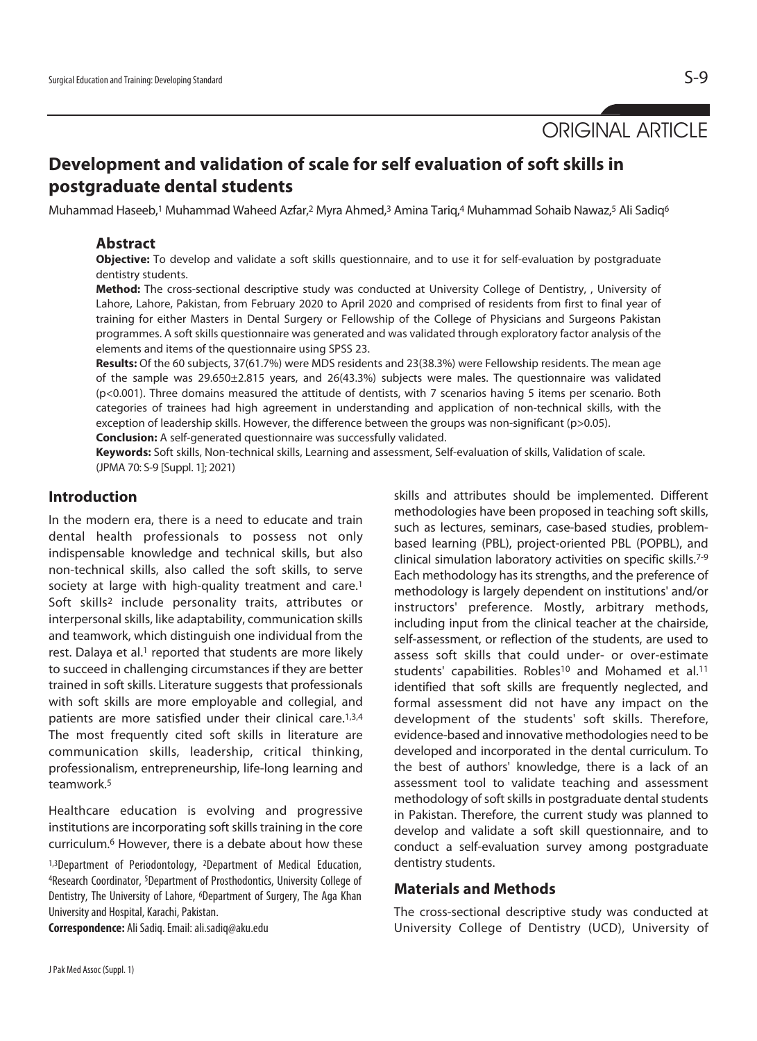ORIGINAL ARTICLE

# Development and validation of scale for self evaluation of soft skills in postgraduate dental students

Muhammad Haseeb,[1] Muhammad Waheed Azfar,[2] Myra Ahmed,[3] Amina Tariq,[4] Muhammad Sohaib Nawaz,[5] Ali Sadiq[6]

## Abstract

**Objective:** To develop and validate a soft skills questionnaire, and to use it for self-evaluation by postgraduate dentistry students.

**Method:** The cross-sectional descriptive study was conducted at University College of Dentistry, , University of Lahore, Lahore, Pakistan, from February 2020 to April 2020 and comprised of residents from first to final year of training for either Masters in Dental Surgery or Fellowship of the College of Physicians and Surgeons Pakistan programmes. A soft skills questionnaire was generated and was validated through exploratory factor analysis of the elements and items of the questionnaire using SPSS 23.

**Results:** Of the 60 subjects, 37(61.7%) were MDS residents and 23(38.3%) were Fellowship residents. The mean age of the sample was 29.650±2.815 years, and 26(43.3%) subjects were males. The questionnaire was validated ($p<0.001$). Three domains measured the attitude of dentists, with 7 scenarios having 5 items per scenario. Both categories of trainees had high agreement in understanding and application of non-technical skills, with the exception of leadership skills. However, the difference between the groups was non-significant ($p>0.05$).

**Conclusion:** A self-generated questionnaire was successfully validated.

**Keywords:** Soft skills, Non-technical skills, Learning and assessment, Self-evaluation of skills, Validation of scale.

(JPMA 70: S-9 [Suppl. 1]; 2021)

## Introduction

In the modern era, there is a need to educate and train dental health professionals to possess not only indispensable knowledge and technical skills, but also non-technical skills, also called the soft skills, to serve society at large with high-quality treatment and care.[1] Soft skills[2] include personality traits, attributes or interpersonal skills, like adaptability, communication skills and teamwork, which distinguish one individual from the rest. Dalaya et al.[1] reported that students are more likely to succeed in challenging circumstances if they are better trained in soft skills. Literature suggests that professionals with soft skills are more employable and collegial, and patients are more satisfied under their clinical care.[1,3,4] The most frequently cited soft skills in literature are communication skills, leadership, critical thinking, professionalism, entrepreneurship, life-long learning and teamwork.[5]

Healthcare education is evolving and progressive institutions are incorporating soft skills training in the core curriculum.[6] However, there is a debate about how these skills and attributes should be implemented. Different methodologies have been proposed in teaching soft skills, such as lectures, seminars, case-based studies, problem-based learning (PBL), project-oriented PBL (POPBL), and clinical simulation laboratory activities on specific skills.[7-9] Each methodology has its strengths, and the preference of methodology is largely dependent on institutions' and/or instructors' preference. Mostly, arbitrary methods, including input from the clinical teacher at the chairside, self-assessment, or reflection of the students, are used to assess soft skills that could under- or over-estimate students' capabilities. Robles[10] and Mohamed et al.[11] identified that soft skills are frequently neglected, and formal assessment did not have any impact on the development of the students' soft skills. Therefore, evidence-based and innovative methodologies need to be developed and incorporated in the dental curriculum. To the best of authors' knowledge, there is a lack of an assessment tool to validate teaching and assessment methodology of soft skills in postgraduate dental students in Pakistan. Therefore, the current study was planned to develop and validate a soft skill questionnaire, and to conduct a self-evaluation survey among postgraduate dentistry students.

## Materials and Methods

The cross-sectional descriptive study was conducted at University College of Dentistry (UCD), University of

[1,3]Department of Periodontology, [2]Department of Medical Education, [4]Research Coordinator, [5]Department of Prosthodontics, University College of Dentistry, The University of Lahore, [6]Department of Surgery, The Aga Khan University and Hospital, Karachi, Pakistan.

**Correspondence:** Ali Sadiq. Email: ali.sadiq@aku.edu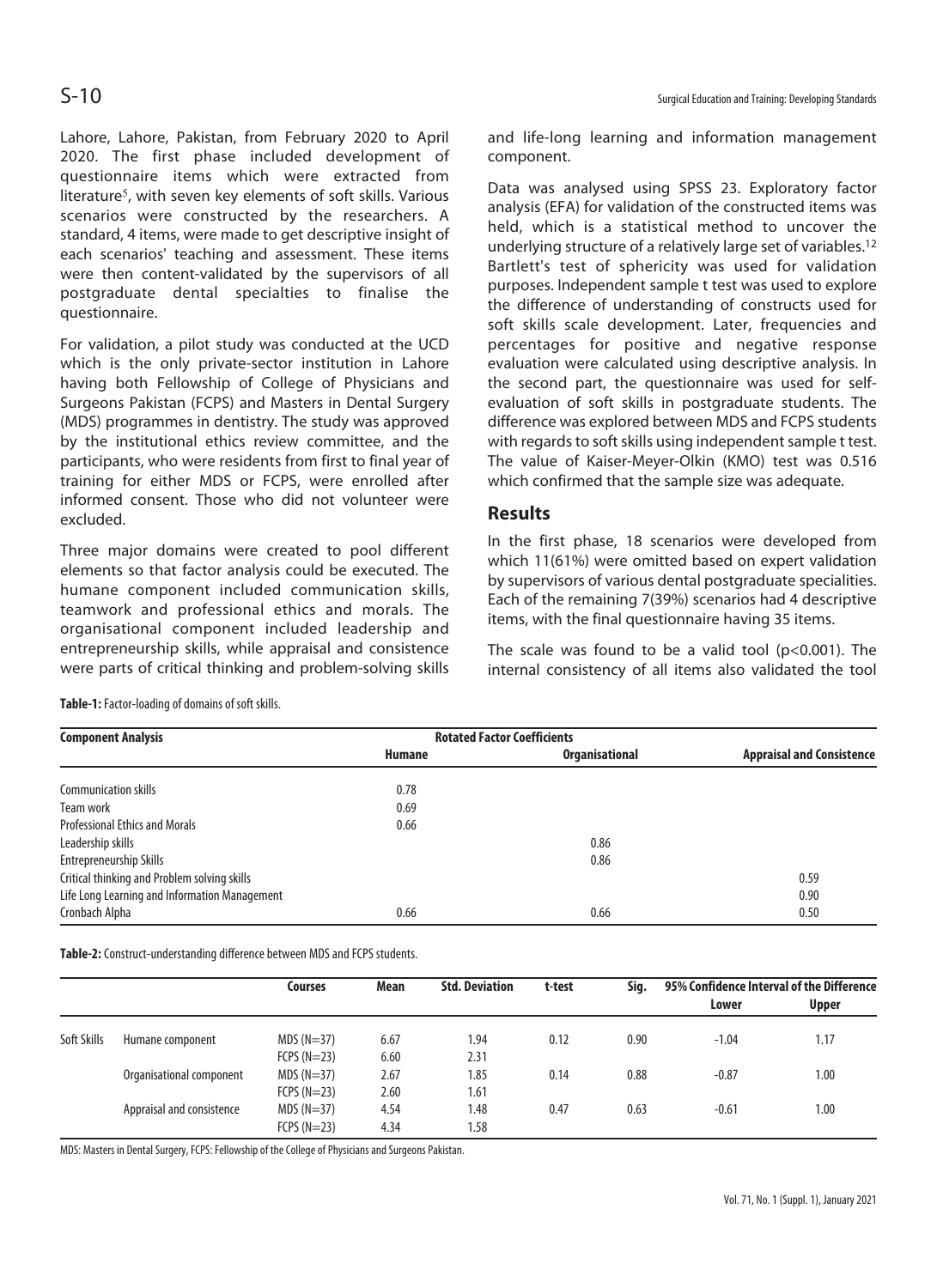Lahore, Lahore, Pakistan, from February 2020 to April 2020. The first phase included development of questionnaire items which were extracted from literature[5], with seven key elements of soft skills. Various scenarios were constructed by the researchers. A standard, 4 items, were made to get descriptive insight of each scenarios' teaching and assessment. These items were then content-validated by the supervisors of all postgraduate dental specialties to finalise the questionnaire.

For validation, a pilot study was conducted at the UCD which is the only private-sector institution in Lahore having both Fellowship of College of Physicians and Surgeons Pakistan (FCPS) and Masters in Dental Surgery (MDS) programmes in dentistry. The study was approved by the institutional ethics review committee, and the participants, who were residents from first to final year of training for either MDS or FCPS, were enrolled after informed consent. Those who did not volunteer were excluded.

Three major domains were created to pool different elements so that factor analysis could be executed. The humane component included communication skills, teamwork and professional ethics and morals. The organisational component included leadership and entrepreneurship skills, while appraisal and consistence were parts of critical thinking and problem-solving skills and life-long learning and information management component.

Data was analysed using SPSS 23. Exploratory factor analysis (EFA) for validation of the constructed items was held, which is a statistical method to uncover the underlying structure of a relatively large set of variables.[12] Bartlett's test of sphericity was used for validation purposes. Independent sample t test was used to explore the difference of understanding of constructs used for soft skills scale development. Later, frequencies and percentages for positive and negative response evaluation were calculated using descriptive analysis. In the second part, the questionnaire was used for self-evaluation of soft skills in postgraduate students. The difference was explored between MDS and FCPS students with regards to soft skills using independent sample t test. The value of Kaiser-Meyer-Olkin (KMO) test was 0.516 which confirmed that the sample size was adequate.

## Results

In the first phase, 18 scenarios were developed from which 11(61%) were omitted based on expert validation by supervisors of various dental postgraduate specialities. Each of the remaining 7(39%) scenarios had 4 descriptive items, with the final questionnaire having 35 items.

The scale was found to be a valid tool ($p<0.001$). The internal consistency of all items also validated the tool

**Table-1:** Factor-loading of domains of soft skills.

| Component Analysis | Rotated Factor Coefficients | | |
|---|---|---|---|
| | Humane | Organisational | Appraisal and Consistence |
| Communication skills | 0.78 | | |
| Team work | 0.69 | | |
| Professional Ethics and Morals | 0.66 | | |
| Leadership skills | | 0.86 | |
| Entrepreneurship Skills | | 0.86 | |
| Critical thinking and Problem solving skills | | | 0.59 |
| Life Long Learning and Information Management | | | 0.90 |
| Cronbach Alpha | 0.66 | 0.66 | 0.50 |

**Table-2:** Construct-understanding difference between MDS and FCPS students.

| | | Courses | Mean | Std. Deviation | t-test | Sig. | 95% Confidence Interval of the Difference | |
|---|---|---|---|---|---|---|---|---|
| | | | | | | | Lower | Upper |
| Soft Skills | Humane component | MDS (N=37) | 6.67 | 1.94 | 0.12 | 0.90 | -1.04 | 1.17 |
| | | FCPS (N=23) | 6.60 | 2.31 | | | | |
| | Organisational component | MDS (N=37) | 2.67 | 1.85 | 0.14 | 0.88 | -0.87 | 1.00 |
| | | FCPS (N=23) | 2.60 | 1.61 | | | | |
| | Appraisal and consistence | MDS (N=37) | 4.54 | 1.48 | 0.47 | 0.63 | -0.61 | 1.00 |
| | | FCPS (N=23) | 4.34 | 1.58 | | | | |

MDS: Masters in Dental Surgery, FCPS: Fellowship of the College of Physicians and Surgeons Pakistan.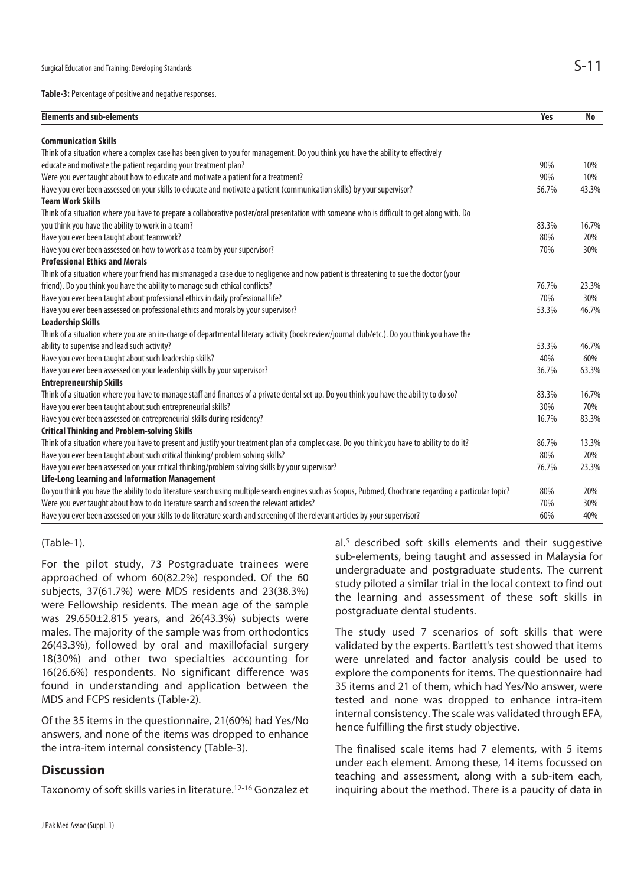**Table-3:** Percentage of positive and negative responses.

| Elements and sub-elements | Yes | No |
|---|---|---|
| **Communication Skills** | | |
| Think of a situation where a complex case has been given to you for management. Do you think you have the ability to effectively educate and motivate the patient regarding your treatment plan? | 90% | 10% |
| Were you ever taught about how to educate and motivate a patient for a treatment? | 90% | 10% |
| Have you ever been assessed on your skills to educate and motivate a patient (communication skills) by your supervisor? | 56.7% | 43.3% |
| **Team Work Skills** | | |
| Think of a situation where you have to prepare a collaborative poster/oral presentation with someone who is difficult to get along with. Do you think you have the ability to work in a team? | 83.3% | 16.7% |
| Have you ever been taught about teamwork? | 80% | 20% |
| Have you ever been assessed on how to work as a team by your supervisor? | 70% | 30% |
| **Professional Ethics and Morals** | | |
| Think of a situation where your friend has mismanaged a case due to negligence and now patient is threatening to sue the doctor (your friend). Do you think you have the ability to manage such ethical conflicts? | 76.7% | 23.3% |
| Have you ever been taught about professional ethics in daily professional life? | 70% | 30% |
| Have you ever been assessed on professional ethics and morals by your supervisor? | 53.3% | 46.7% |
| **Leadership Skills** | | |
| Think of a situation where you are an in-charge of departmental literary activity (book review/journal club/etc.). Do you think you have the ability to supervise and lead such activity? | 53.3% | 46.7% |
| Have you ever been taught about such leadership skills? | 40% | 60% |
| Have you ever been assessed on your leadership skills by your supervisor? | 36.7% | 63.3% |
| **Entrepreneurship Skills** | | |
| Think of a situation where you have to manage staff and finances of a private dental set up. Do you think you have the ability to do so? | 83.3% | 16.7% |
| Have you ever been taught about such entrepreneurial skills? | 30% | 70% |
| Have you ever been assessed on entrepreneurial skills during residency? | 16.7% | 83.3% |
| **Critical Thinking and Problem-solving Skills** | | |
| Think of a situation where you have to present and justify your treatment plan of a complex case. Do you think you have to ability to do it? | 86.7% | 13.3% |
| Have you ever been taught about such critical thinking/ problem solving skills? | 80% | 20% |
| Have you ever been assessed on your critical thinking/problem solving skills by your supervisor? | 76.7% | 23.3% |
| **Life-Long Learning and Information Management** | | |
| Do you think you have the ability to do literature search using multiple search engines such as Scopus, Pubmed, Chochrane regarding a particular topic? | 80% | 20% |
| Were you ever taught about how to do literature search and screen the relevant articles? | 70% | 30% |
| Have you ever been assessed on your skills to do literature search and screening of the relevant articles by your supervisor? | 60% | 40% |

(Table-1).

For the pilot study, 73 Postgraduate trainees were approached of whom 60(82.2%) responded. Of the 60 subjects, 37(61.7%) were MDS residents and 23(38.3%) were Fellowship residents. The mean age of the sample was 29.650±2.815 years, and 26(43.3%) subjects were males. The majority of the sample was from orthodontics 26(43.3%), followed by oral and maxillofacial surgery 18(30%) and other two specialties accounting for 16(26.6%) respondents. No significant difference was found in understanding and application between the MDS and FCPS residents (Table-2).

Of the 35 items in the questionnaire, 21(60%) had Yes/No answers, and none of the items was dropped to enhance the intra-item internal consistency (Table-3).

## Discussion

Taxonomy of soft skills varies in literature.[12-16] Gonzalez et al.[5] described soft skills elements and their suggestive sub-elements, being taught and assessed in Malaysia for undergraduate and postgraduate students. The current study piloted a similar trial in the local context to find out the learning and assessment of these soft skills in postgraduate dental students.

The study used 7 scenarios of soft skills that were validated by the experts. Bartlett's test showed that items were unrelated and factor analysis could be used to explore the components for items. The questionnaire had 35 items and 21 of them, which had Yes/No answer, were tested and none was dropped to enhance intra-item internal consistency. The scale was validated through EFA, hence fulfilling the first study objective.

The finalised scale items had 7 elements, with 5 items under each element. Among these, 14 items focussed on teaching and assessment, along with a sub-item each, inquiring about the method. There is a paucity of data in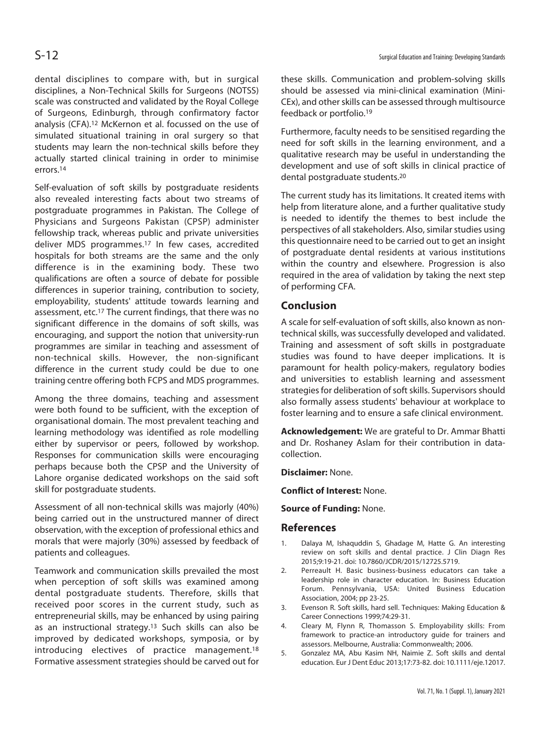dental disciplines to compare with, but in surgical disciplines, a Non-Technical Skills for Surgeons (NOTSS) scale was constructed and validated by the Royal College of Surgeons, Edinburgh, through confirmatory factor analysis (CFA).[12] McKernon et al. focussed on the use of simulated situational training in oral surgery so that students may learn the non-technical skills before they actually started clinical training in order to minimise errors.[14]

Self-evaluation of soft skills by postgraduate residents also revealed interesting facts about two streams of postgraduate programmes in Pakistan. The College of Physicians and Surgeons Pakistan (CPSP) administer fellowship track, whereas public and private universities deliver MDS programmes.[17] In few cases, accredited hospitals for both streams are the same and the only difference is in the examining body. These two qualifications are often a source of debate for possible differences in superior training, contribution to society, employability, students' attitude towards learning and assessment, etc.[17] The current findings, that there was no significant difference in the domains of soft skills, was encouraging, and support the notion that university-run programmes are similar in teaching and assessment of non-technical skills. However, the non-significant difference in the current study could be due to one training centre offering both FCPS and MDS programmes.

Among the three domains, teaching and assessment were both found to be sufficient, with the exception of organisational domain. The most prevalent teaching and learning methodology was identified as role modelling either by supervisor or peers, followed by workshop. Responses for communication skills were encouraging perhaps because both the CPSP and the University of Lahore organise dedicated workshops on the said soft skill for postgraduate students.

Assessment of all non-technical skills was majorly (40%) being carried out in the unstructured manner of direct observation, with the exception of professional ethics and morals that were majorly (30%) assessed by feedback of patients and colleagues.

Teamwork and communication skills prevailed the most when perception of soft skills was examined among dental postgraduate students. Therefore, skills that received poor scores in the current study, such as entrepreneurial skills, may be enhanced by using pairing as an instructional strategy.[13] Such skills can also be improved by dedicated workshops, symposia, or by introducing electives of practice management.[18] Formative assessment strategies should be carved out for these skills. Communication and problem-solving skills should be assessed via mini-clinical examination (Mini-CEx), and other skills can be assessed through multisource feedback or portfolio.[19]

Furthermore, faculty needs to be sensitised regarding the need for soft skills in the learning environment, and a qualitative research may be useful in understanding the development and use of soft skills in clinical practice of dental postgraduate students.[20]

The current study has its limitations. It created items with help from literature alone, and a further qualitative study is needed to identify the themes to best include the perspectives of all stakeholders. Also, similar studies using this questionnaire need to be carried out to get an insight of postgraduate dental residents at various institutions within the country and elsewhere. Progression is also required in the area of validation by taking the next step of performing CFA.

## Conclusion

A scale for self-evaluation of soft skills, also known as non-technical skills, was successfully developed and validated. Training and assessment of soft skills in postgraduate studies was found to have deeper implications. It is paramount for health policy-makers, regulatory bodies and universities to establish learning and assessment strategies for deliberation of soft skills. Supervisors should also formally assess students' behaviour at workplace to foster learning and to ensure a safe clinical environment.

**Acknowledgement:** We are grateful to Dr. Ammar Bhatti and Dr. Roshaney Aslam for their contribution in data-collection.

**Disclaimer:** None.

**Conflict of Interest:** None.

**Source of Funding:** None.

## References

1. Dalaya M, Ishaquddin S, Ghadage M, Hatte G. An interesting review on soft skills and dental practice. J Clin Diagn Res 2015;9:19-21. doi: 10.7860/JCDR/2015/12725.5719.
2. Perreault H. Basic business-business educators can take a leadership role in character education. In: Business Education Forum. Pennsylvania, USA: United Business Education Association, 2004; pp 23-25.
3. Evenson R. Soft skills, hard sell. Techniques: Making Education & Career Connections 1999;74:29-31.
4. Cleary M, Flynn R, Thomasson S. Employability skills: From framework to practice-an introductory guide for trainers and assessors. Melbourne, Australia: Commonwealth; 2006.
5. Gonzalez MA, Abu Kasim NH, Naimie Z. Soft skills and dental education. Eur J Dent Educ 2013;17:73-82. doi: 10.1111/eje.12017.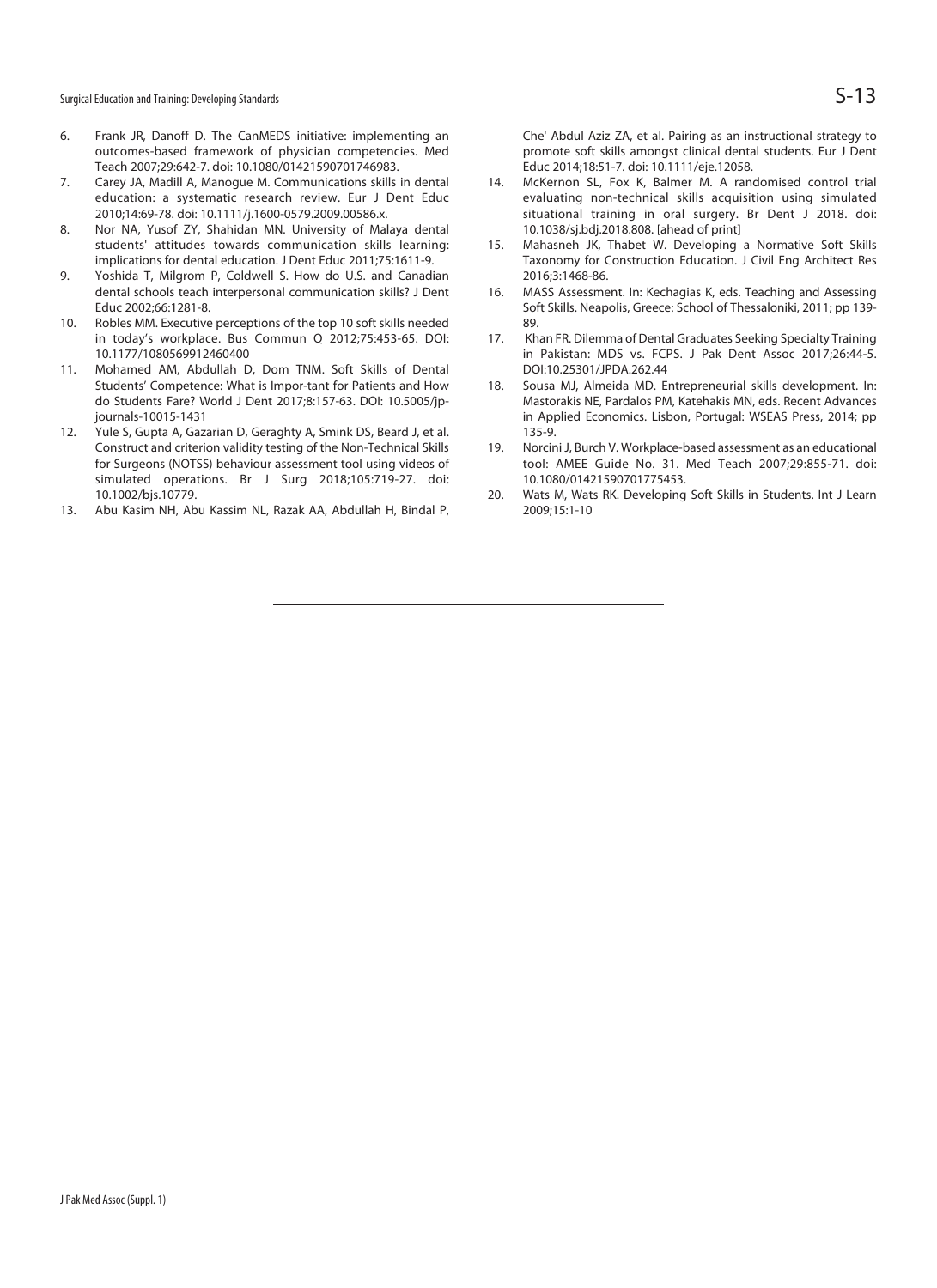6. Frank JR, Danoff D. The CanMEDS initiative: implementing an outcomes-based framework of physician competencies. Med Teach 2007;29:642-7. doi: 10.1080/01421590701746983.
7. Carey JA, Madill A, Manogue M. Communications skills in dental education: a systematic research review. Eur J Dent Educ 2010;14:69-78. doi: 10.1111/j.1600-0579.2009.00586.x.
8. Nor NA, Yusof ZY, Shahidan MN. University of Malaya dental students' attitudes towards communication skills learning: implications for dental education. J Dent Educ 2011;75:1611-9.
9. Yoshida T, Milgrom P, Coldwell S. How do U.S. and Canadian dental schools teach interpersonal communication skills? J Dent Educ 2002;66:1281-8.
10. Robles MM. Executive perceptions of the top 10 soft skills needed in today's workplace. Bus Commun Q 2012;75:453-65. DOI: 10.1177/1080569912460400
11. Mohamed AM, Abdullah D, Dom TNM. Soft Skills of Dental Students' Competence: What is Impor-tant for Patients and How do Students Fare? World J Dent 2017;8:157-63. DOI: 10.5005/jp-journals-10015-1431
12. Yule S, Gupta A, Gazarian D, Geraghty A, Smink DS, Beard J, et al. Construct and criterion validity testing of the Non-Technical Skills for Surgeons (NOTSS) behaviour assessment tool using videos of simulated operations. Br J Surg 2018;105:719-27. doi: 10.1002/bjs.10779.
13. Abu Kasim NH, Abu Kassim NL, Razak AA, Abdullah H, Bindal P, Che' Abdul Aziz ZA, et al. Pairing as an instructional strategy to promote soft skills amongst clinical dental students. Eur J Dent Educ 2014;18:51-7. doi: 10.1111/eje.12058.
14. McKernon SL, Fox K, Balmer M. A randomised control trial evaluating non-technical skills acquisition using simulated situational training in oral surgery. Br Dent J 2018. doi: 10.1038/sj.bdj.2018.808. [ahead of print]
15. Mahasneh JK, Thabet W. Developing a Normative Soft Skills Taxonomy for Construction Education. J Civil Eng Architect Res 2016;3:1468-86.
16. MASS Assessment. In: Kechagias K, eds. Teaching and Assessing Soft Skills. Neapolis, Greece: School of Thessaloniki, 2011; pp 139-89.
17. Khan FR. Dilemma of Dental Graduates Seeking Specialty Training in Pakistan: MDS vs. FCPS. J Pak Dent Assoc 2017;26:44-5. DOI:10.25301/JPDA.262.44
18. Sousa MJ, Almeida MD. Entrepreneurial skills development. In: Mastorakis NE, Pardalos PM, Katehakis MN, eds. Recent Advances in Applied Economics. Lisbon, Portugal: WSEAS Press, 2014; pp 135-9.
19. Norcini J, Burch V. Workplace-based assessment as an educational tool: AMEE Guide No. 31. Med Teach 2007;29:855-71. doi: 10.1080/01421590701775453.
20. Wats M, Wats RK. Developing Soft Skills in Students. Int J Learn 2009;15:1-10